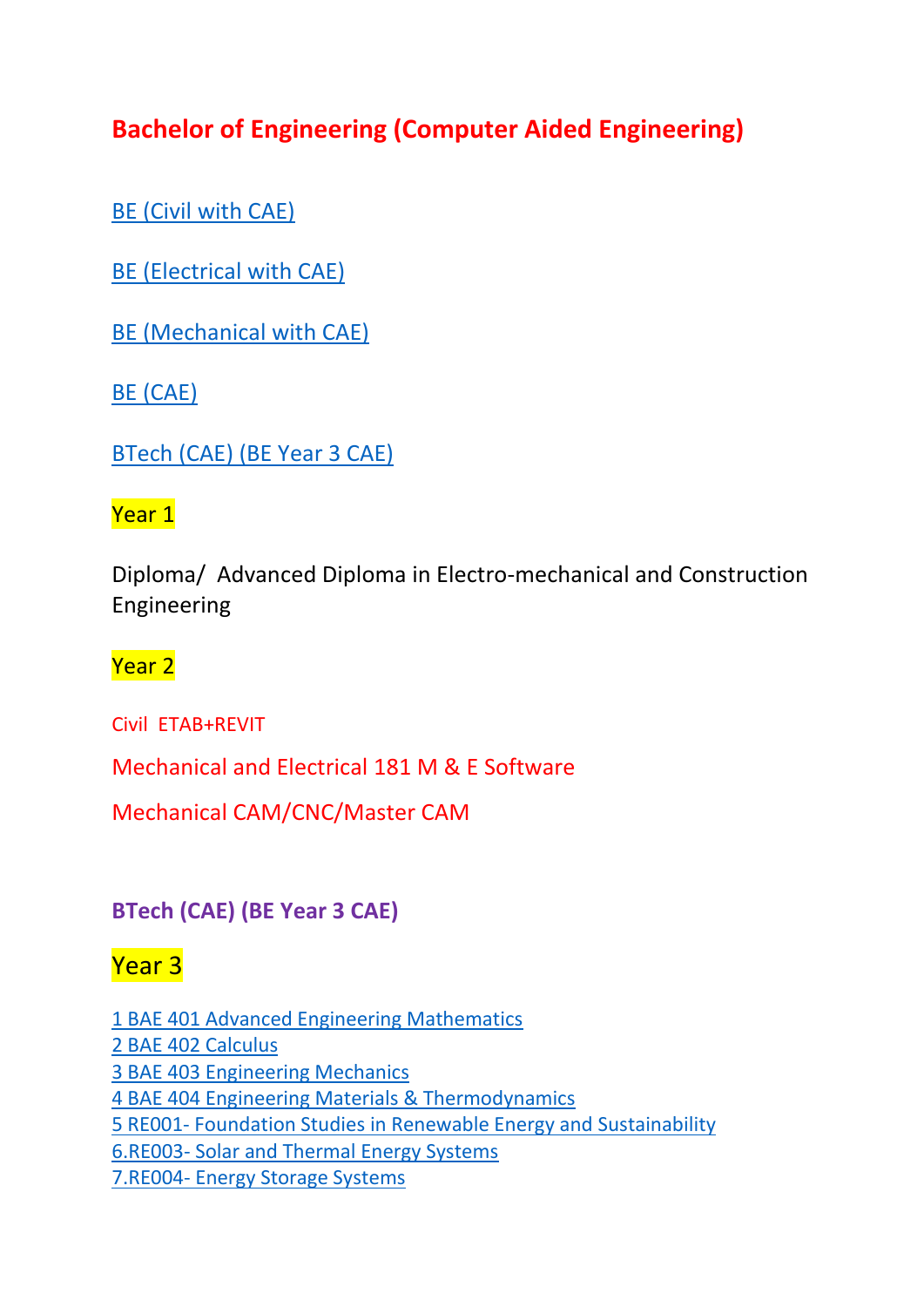# Bachelor of Engineering (Computer Aided Engineering)

BE (Civil with CAE)

BE (Electrical with CAE)

BE (Mechanical with CAE)

BE (CAE)

BTech (CAE) (BE Year 3 CAE)

Year 1

Diploma/ Advanced Diploma in Electro-mechanical and Construction Engineering

Year 2

Civil ETAB+REVIT

Mechanical and Electrical 181 M & E Software

Mechanical CAM/CNC/Master CAM

**BTech (CAE) (BE Year 3 CAE)**

Year 3

1 BAE 401 Advanced Engineering Mathematics
2 BAE 402 Calculus
3 BAE 403 Engineering Mechanics
4 BAE 404 Engineering Materials & Thermodynamics
5 RE001- Foundation Studies in Renewable Energy and Sustainability
6.RE003- Solar and Thermal Energy Systems
7.RE004- Energy Storage Systems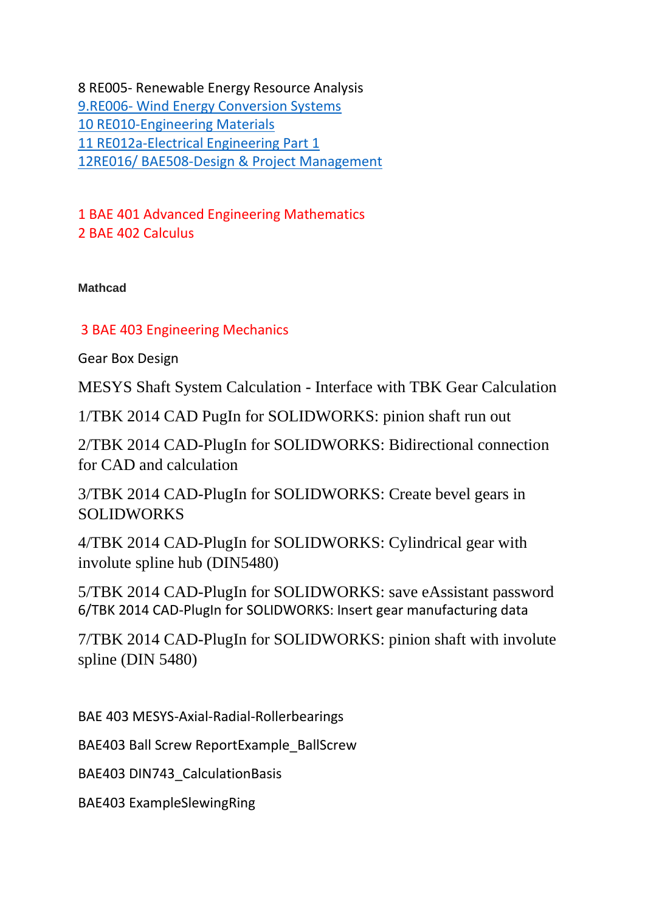8 RE005- Renewable Energy Resource Analysis
9.RE006- Wind Energy Conversion Systems
10 RE010-Engineering Materials
11 RE012a-Electrical Engineering Part 1
12RE016/ BAE508-Design & Project Management

1 BAE 401 Advanced Engineering Mathematics
2 BAE 402 Calculus

**Mathcad**

3 BAE 403 Engineering Mechanics

Gear Box Design

MESYS Shaft System Calculation - Interface with TBK Gear Calculation

1/TBK 2014 CAD PugIn for SOLIDWORKS: pinion shaft run out

2/TBK 2014 CAD-PlugIn for SOLIDWORKS: Bidirectional connection for CAD and calculation

3/TBK 2014 CAD-PlugIn for SOLIDWORKS: Create bevel gears in SOLIDWORKS

4/TBK 2014 CAD-PlugIn for SOLIDWORKS: Cylindrical gear with involute spline hub (DIN5480)

5/TBK 2014 CAD-PlugIn for SOLIDWORKS: save eAssistant password
6/TBK 2014 CAD-PlugIn for SOLIDWORKS: Insert gear manufacturing data

7/TBK 2014 CAD-PlugIn for SOLIDWORKS: pinion shaft with involute spline (DIN 5480)

BAE 403 MESYS-Axial-Radial-Rollerbearings

BAE403 Ball Screw ReportExample_BallScrew

BAE403 DIN743_CalculationBasis

BAE403 ExampleSlewingRing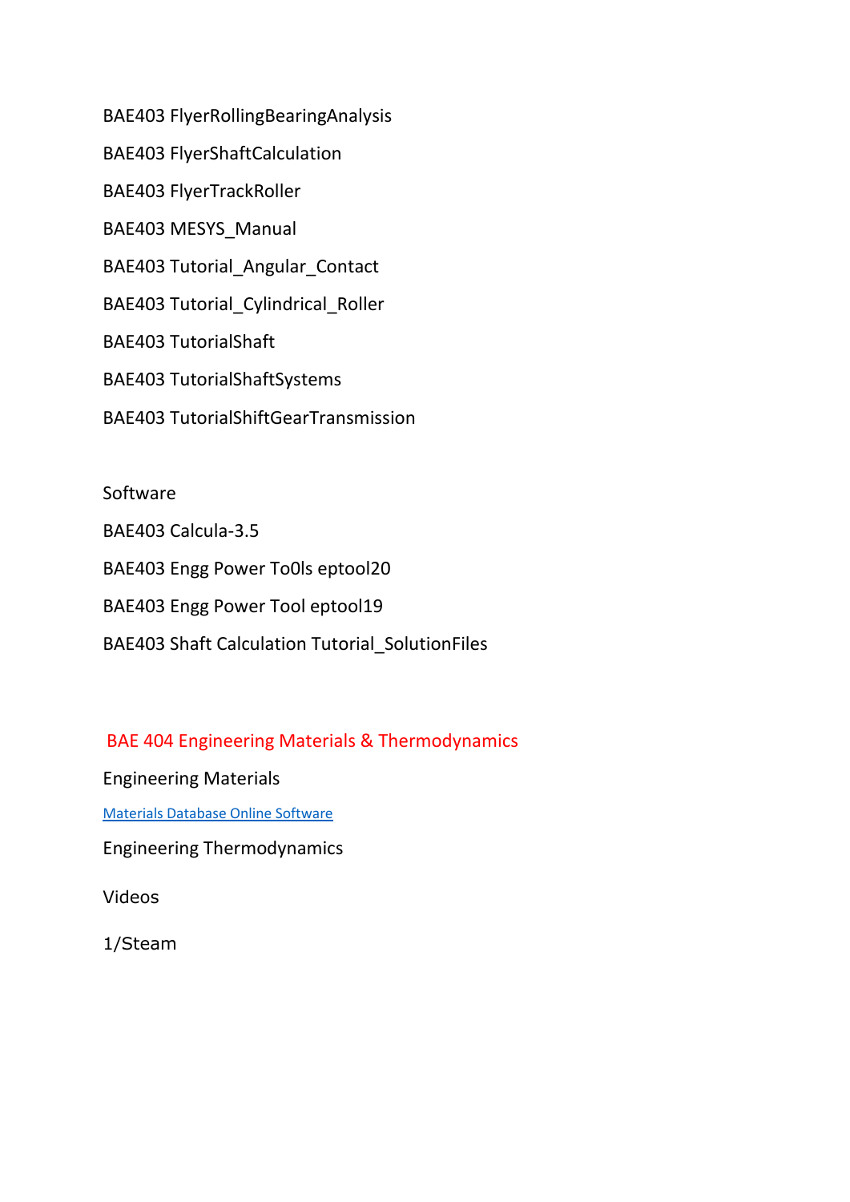BAE403 FlyerRollingBearingAnalysis

BAE403 FlyerShaftCalculation

BAE403 FlyerTrackRoller

BAE403 MESYS_Manual

BAE403 Tutorial_Angular_Contact

BAE403 Tutorial_Cylindrical_Roller

BAE403 TutorialShaft

BAE403 TutorialShaftSystems

BAE403 TutorialShiftGearTransmission

Software

BAE403 Calcula-3.5

BAE403 Engg Power To0ls eptool20

BAE403 Engg Power Tool eptool19

BAE403 Shaft Calculation Tutorial_SolutionFiles

## BAE 404 Engineering Materials & Thermodynamics

Engineering Materials

Materials Database Online Software

Engineering Thermodynamics

Videos

1/Steam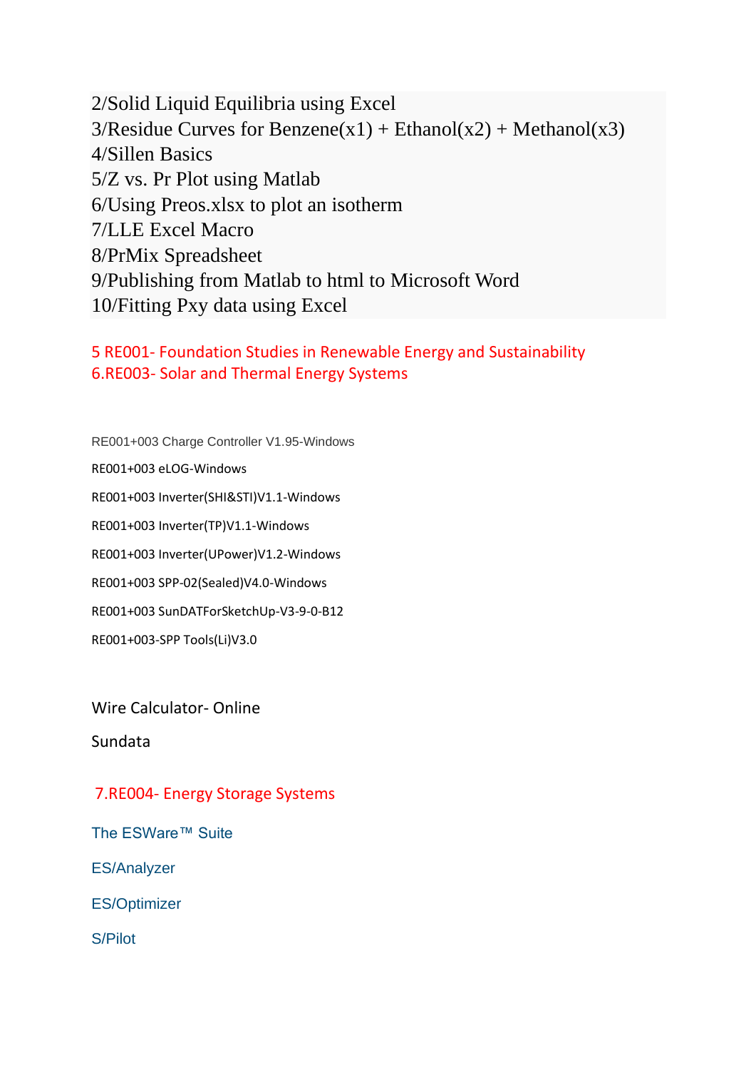2/Solid Liquid Equilibria using Excel
3/Residue Curves for Benzene(x1) + Ethanol(x2) + Methanol(x3)
4/Sillen Basics
5/Z vs. Pr Plot using Matlab
6/Using Preos.xlsx to plot an isotherm
7/LLE Excel Macro
8/PrMix Spreadsheet
9/Publishing from Matlab to html to Microsoft Word
10/Fitting Pxy data using Excel

## 5 RE001- Foundation Studies in Renewable Energy and Sustainability
## 6.RE003- Solar and Thermal Energy Systems

RE001+003 Charge Controller V1.95-Windows

RE001+003 eLOG-Windows

RE001+003 Inverter(SHI&STI)V1.1-Windows

RE001+003 Inverter(TP)V1.1-Windows

RE001+003 Inverter(UPower)V1.2-Windows

RE001+003 SPP-02(Sealed)V4.0-Windows

RE001+003 SunDATForSketchUp-V3-9-0-B12

RE001+003-SPP Tools(Li)V3.0

Wire Calculator- Online

Sundata

## 7.RE004- Energy Storage Systems

The ESWare™ Suite

ES/Analyzer

ES/Optimizer

S/Pilot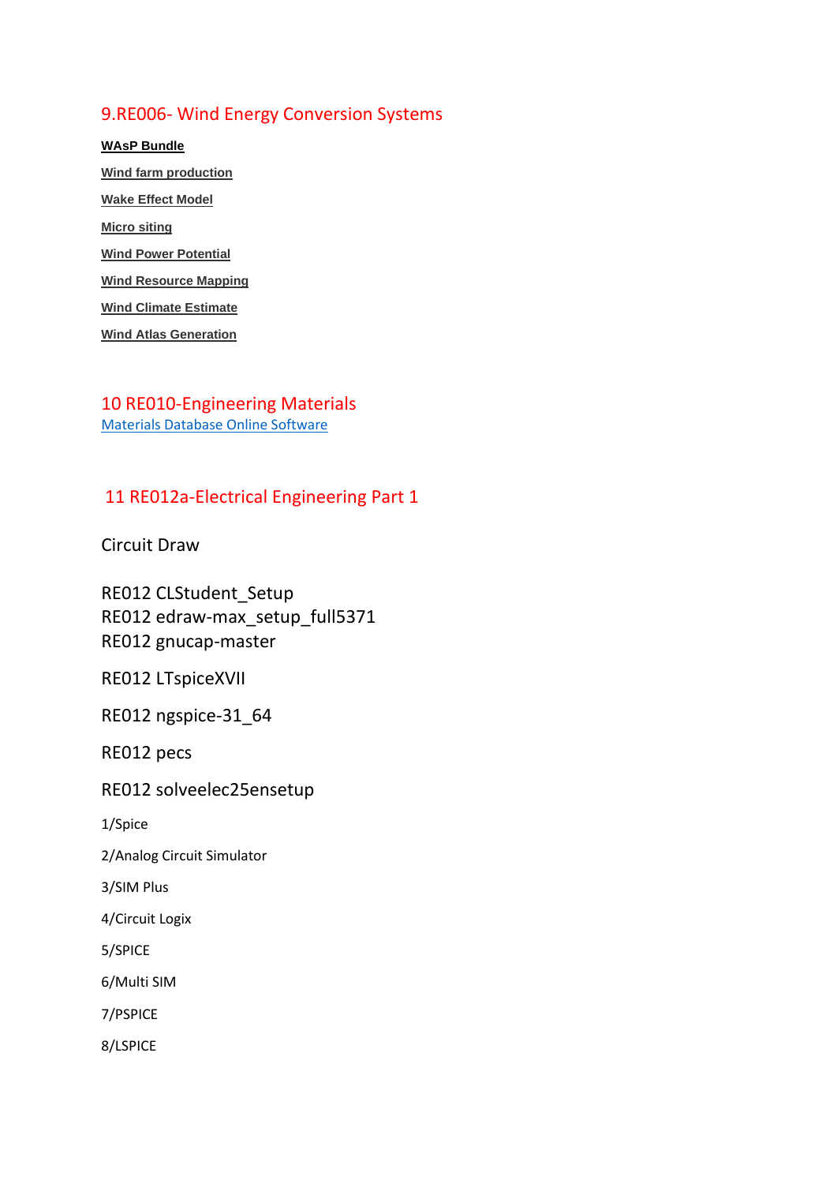## 9.RE006- Wind Energy Conversion Systems

**WAsP Bundle**

**Wind farm production**

**Wake Effect Model**

**Micro siting**

**Wind Power Potential**

**Wind Resource Mapping**

**Wind Climate Estimate**

**Wind Atlas Generation**

## 10 RE010-Engineering Materials

Materials Database Online Software

## 11 RE012a-Electrical Engineering Part 1

Circuit Draw

RE012 CLStudent_Setup
RE012 edraw-max_setup_full5371
RE012 gnucap-master

RE012 LTspiceXVII

RE012 ngspice-31_64

RE012 pecs

RE012 solveelec25ensetup

1/Spice

2/Analog Circuit Simulator

3/SIM Plus

4/Circuit Logix

5/SPICE

6/Multi SIM

7/PSPICE

8/LSPICE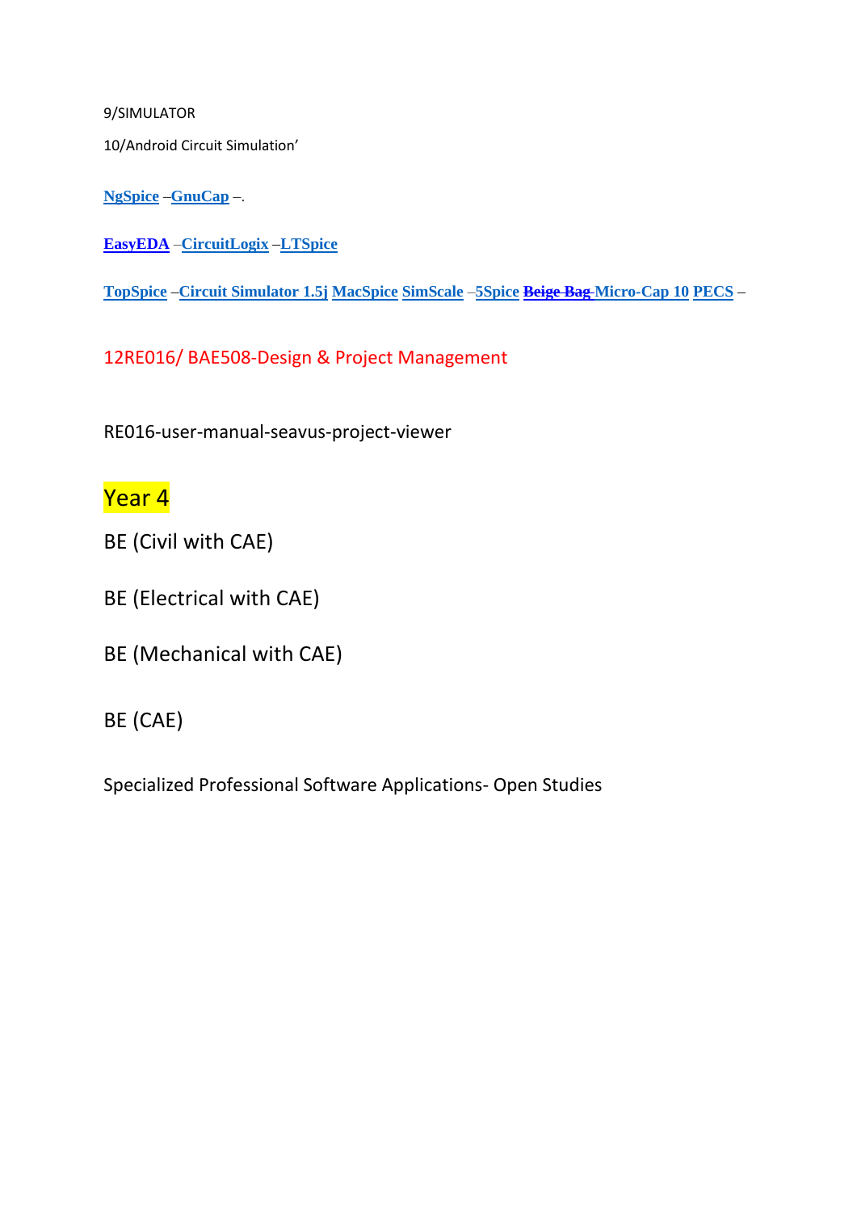9/SIMULATOR

10/Android Circuit Simulation'

**NgSpice** –**GnuCap** –.

**EasyEDA** –**CircuitLogix** –**LTSpice**

**TopSpice** –**Circuit Simulator 1.5j** **MacSpice** **SimScale** –**5Spice** **~~Beige Bag~~** **Micro-Cap 10** **PECS** –

12RE016/ BAE508-Design & Project Management

RE016-user-manual-seavus-project-viewer

## Year 4

BE (Civil with CAE)

BE (Electrical with CAE)

BE (Mechanical with CAE)

BE (CAE)

Specialized Professional Software Applications- Open Studies